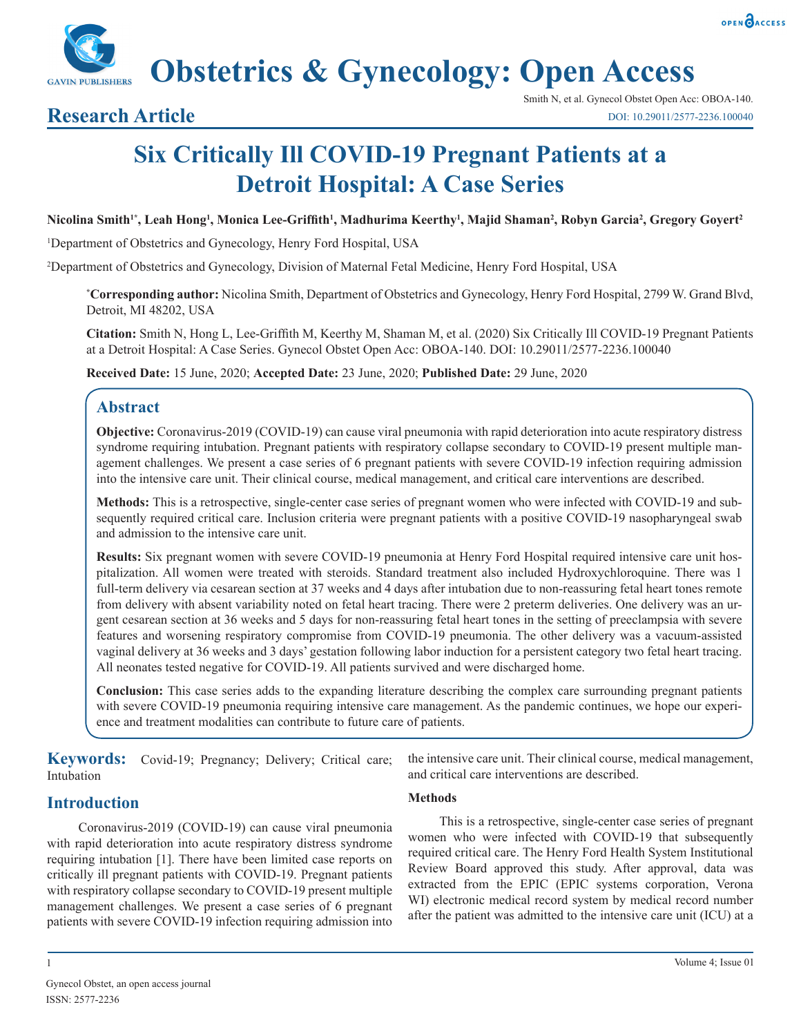# Obstetrics & Gynecology: Open Access

**Research Article**

Smith N, et al. Gynecol Obstet Open Acc: OBOA-140.
DOI: 10.29011/2577-2236.100040

# Six Critically Ill COVID-19 Pregnant Patients at a Detroit Hospital: A Case Series

**Nicolina Smith[1*], Leah Hong[1], Monica Lee-Griffith[1], Madhurima Keerthy[1], Majid Shaman[2], Robyn Garcia[2], Gregory Goyert[2]**

[1]Department of Obstetrics and Gynecology, Henry Ford Hospital, USA

[2]Department of Obstetrics and Gynecology, Division of Maternal Fetal Medicine, Henry Ford Hospital, USA

***Corresponding author:** Nicolina Smith, Department of Obstetrics and Gynecology, Henry Ford Hospital, 2799 W. Grand Blvd, Detroit, MI 48202, USA

**Citation:** Smith N, Hong L, Lee-Griffith M, Keerthy M, Shaman M, et al. (2020) Six Critically Ill COVID-19 Pregnant Patients at a Detroit Hospital: A Case Series. Gynecol Obstet Open Acc: OBOA-140. DOI: 10.29011/2577-2236.100040

**Received Date:** 15 June, 2020; **Accepted Date:** 23 June, 2020; **Published Date:** 29 June, 2020

## Abstract

**Objective:** Coronavirus-2019 (COVID-19) can cause viral pneumonia with rapid deterioration into acute respiratory distress syndrome requiring intubation. Pregnant patients with respiratory collapse secondary to COVID-19 present multiple management challenges. We present a case series of 6 pregnant patients with severe COVID-19 infection requiring admission into the intensive care unit. Their clinical course, medical management, and critical care interventions are described.

**Methods:** This is a retrospective, single-center case series of pregnant women who were infected with COVID-19 and subsequently required critical care. Inclusion criteria were pregnant patients with a positive COVID-19 nasopharyngeal swab and admission to the intensive care unit.

**Results:** Six pregnant women with severe COVID-19 pneumonia at Henry Ford Hospital required intensive care unit hospitalization. All women were treated with steroids. Standard treatment also included Hydroxychloroquine. There was 1 full-term delivery via cesarean section at 37 weeks and 4 days after intubation due to non-reassuring fetal heart tones remote from delivery with absent variability noted on fetal heart tracing. There were 2 preterm deliveries. One delivery was an urgent cesarean section at 36 weeks and 5 days for non-reassuring fetal heart tones in the setting of preeclampsia with severe features and worsening respiratory compromise from COVID-19 pneumonia. The other delivery was a vacuum-assisted vaginal delivery at 36 weeks and 3 days' gestation following labor induction for a persistent category two fetal heart tracing. All neonates tested negative for COVID-19. All patients survived and were discharged home.

**Conclusion:** This case series adds to the expanding literature describing the complex care surrounding pregnant patients with severe COVID-19 pneumonia requiring intensive care management. As the pandemic continues, we hope our experience and treatment modalities can contribute to future care of patients.

**Keywords:** Covid-19; Pregnancy; Delivery; Critical care; Intubation

## Introduction

Coronavirus-2019 (COVID-19) can cause viral pneumonia with rapid deterioration into acute respiratory distress syndrome requiring intubation [1]. There have been limited case reports on critically ill pregnant patients with COVID-19. Pregnant patients with respiratory collapse secondary to COVID-19 present multiple management challenges. We present a case series of 6 pregnant patients with severe COVID-19 infection requiring admission into the intensive care unit. Their clinical course, medical management, and critical care interventions are described.

### Methods

This is a retrospective, single-center case series of pregnant women who were infected with COVID-19 that subsequently required critical care. The Henry Ford Health System Institutional Review Board approved this study. After approval, data was extracted from the EPIC (EPIC systems corporation, Verona WI) electronic medical record system by medical record number after the patient was admitted to the intensive care unit (ICU) at a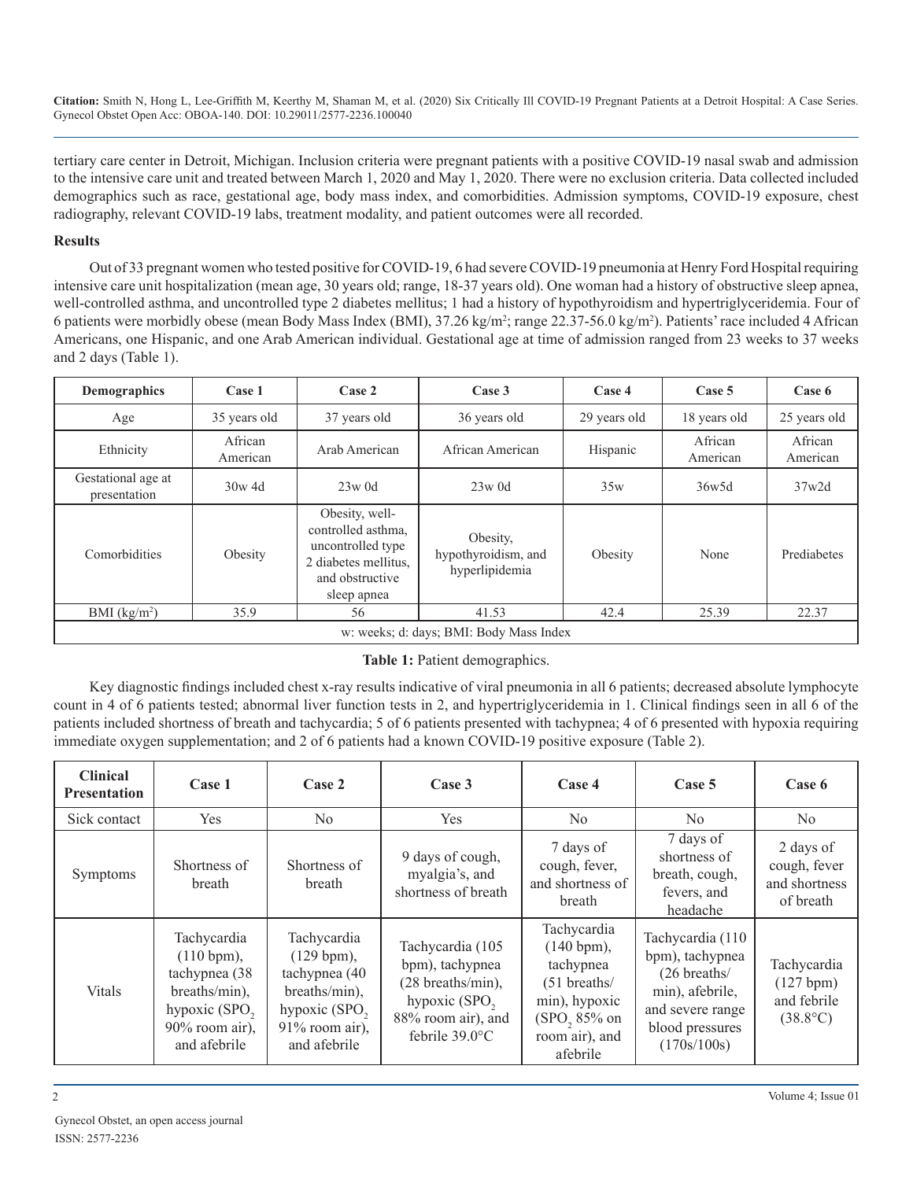tertiary care center in Detroit, Michigan. Inclusion criteria were pregnant patients with a positive COVID-19 nasal swab and admission to the intensive care unit and treated between March 1, 2020 and May 1, 2020. There were no exclusion criteria. Data collected included demographics such as race, gestational age, body mass index, and comorbidities. Admission symptoms, COVID-19 exposure, chest radiography, relevant COVID-19 labs, treatment modality, and patient outcomes were all recorded.

## Results

Out of 33 pregnant women who tested positive for COVID-19, 6 had severe COVID-19 pneumonia at Henry Ford Hospital requiring intensive care unit hospitalization (mean age, 30 years old; range, 18-37 years old). One woman had a history of obstructive sleep apnea, well-controlled asthma, and uncontrolled type 2 diabetes mellitus; 1 had a history of hypothyroidism and hypertriglyceridemia. Four of 6 patients were morbidly obese (mean Body Mass Index (BMI), 37.26 kg/m$^2$; range 22.37-56.0 kg/m$^2$). Patients' race included 4 African Americans, one Hispanic, and one Arab American individual. Gestational age at time of admission ranged from 23 weeks to 37 weeks and 2 days (Table 1).

| Demographics | Case 1 | Case 2 | Case 3 | Case 4 | Case 5 | Case 6 |
|---|---|---|---|---|---|---|
| Age | 35 years old | 37 years old | 36 years old | 29 years old | 18 years old | 25 years old |
| Ethnicity | African American | Arab American | African American | Hispanic | African American | African American |
| Gestational age at presentation | 30w 4d | 23w 0d | 23w 0d | 35w | 36w5d | 37w2d |
| Comorbidities | Obesity | Obesity, well-controlled asthma, uncontrolled type 2 diabetes mellitus, and obstructive sleep apnea | Obesity, hypothyroidism, and hyperlipidemia | Obesity | None | Prediabetes |
| BMI (kg/m$^2$) | 35.9 | 56 | 41.53 | 42.4 | 25.39 | 22.37 |
| w: weeks; d: days; BMI: Body Mass Index | | | | | | |

**Table 1:** Patient demographics.

Key diagnostic findings included chest x-ray results indicative of viral pneumonia in all 6 patients; decreased absolute lymphocyte count in 4 of 6 patients tested; abnormal liver function tests in 2, and hypertriglyceridemia in 1. Clinical findings seen in all 6 of the patients included shortness of breath and tachycardia; 5 of 6 patients presented with tachypnea; 4 of 6 presented with hypoxia requiring immediate oxygen supplementation; and 2 of 6 patients had a known COVID-19 positive exposure (Table 2).

| Clinical Presentation | Case 1 | Case 2 | Case 3 | Case 4 | Case 5 | Case 6 |
|---|---|---|---|---|---|---|
| Sick contact | Yes | No | Yes | No | No | No |
| Symptoms | Shortness of breath | Shortness of breath | 9 days of cough, myalgia's, and shortness of breath | 7 days of cough, fever, and shortness of breath | 7 days of shortness of breath, cough, fevers, and headache | 2 days of cough, fever and shortness of breath |
| Vitals | Tachycardia (110 bpm), tachypnea (38 breaths/min), hypoxic ($SPO_2$ 90% room air), and afebrile | Tachycardia (129 bpm), tachypnea (40 breaths/min), hypoxic ($SPO_2$ 91% room air), and afebrile | Tachycardia (105 bpm), tachypnea (28 breaths/min), hypoxic ($SPO_2$ 88% room air), and febrile 39.0°C | Tachycardia (140 bpm), tachypnea (51 breaths/min), hypoxic ($SPO_2$ 85% on room air), and afebrile | Tachycardia (110 bpm), tachypnea (26 breaths/min), afebrile, and severe range blood pressures (170s/100s) | Tachycardia (127 bpm) and febrile (38.8°C) |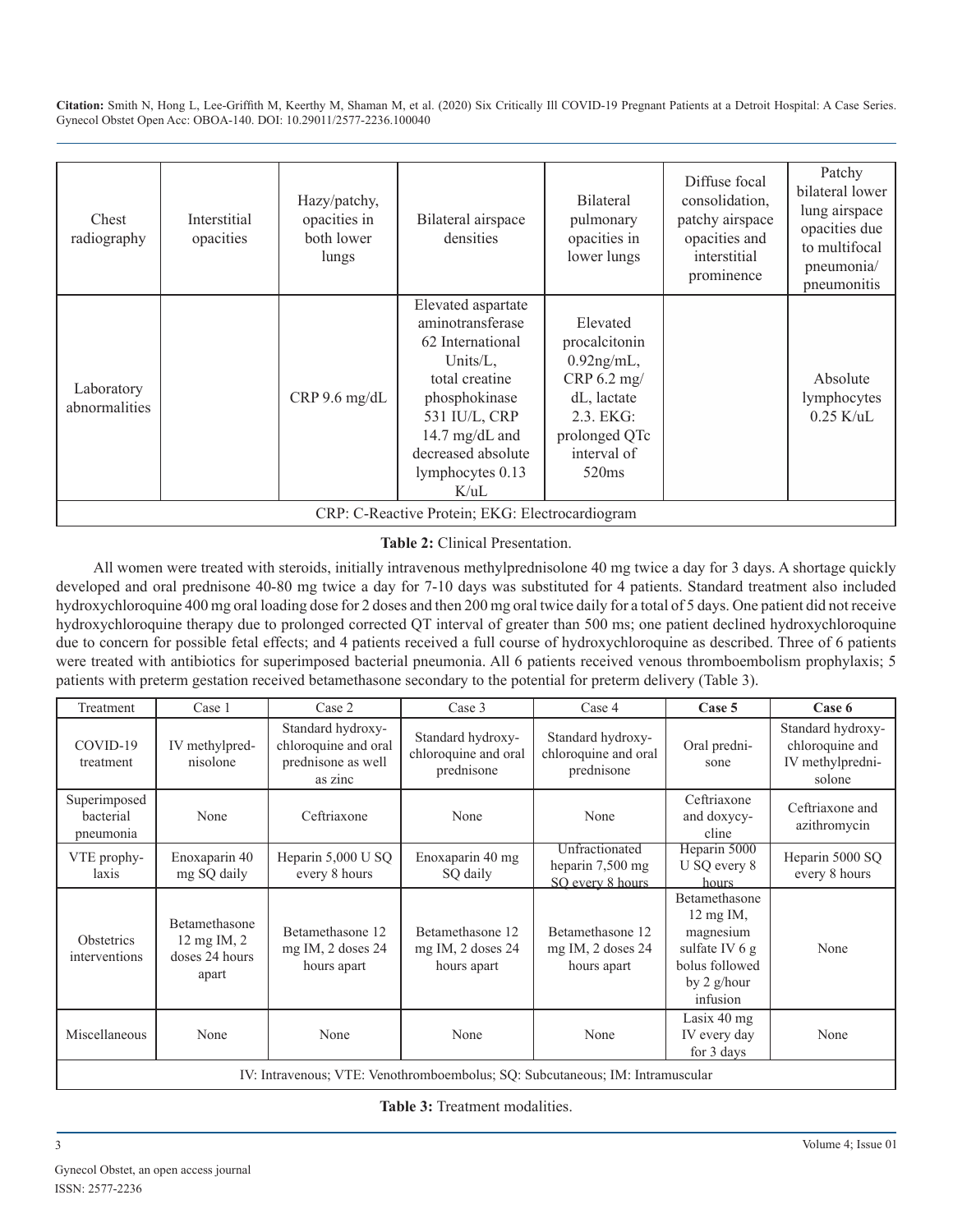| Chest radiography | Interstitial opacities | Hazy/patchy, opacities in both lower lungs | Bilateral airspace densities | Bilateral pulmonary opacities in lower lungs | Diffuse focal consolidation, patchy airspace opacities and interstitial prominence | Patchy bilateral lower lung airspace opacities due to multifocal pneumonia/ pneumonitis |
|---|---|---|---|---|---|---|
| Laboratory abnormalities | | CRP 9.6 mg/dL | Elevated aspartate aminotransferase 62 International Units/L, total creatine phosphokinase 531 IU/L, CRP 14.7 mg/dL and decreased absolute lymphocytes 0.13 K/uL | Elevated procalcitonin 0.92ng/mL, CRP 6.2 mg/dL, lactate 2.3. EKG: prolonged QTc interval of 520ms | | Absolute lymphocytes 0.25 K/uL |
| CRP: C-Reactive Protein; EKG: Electrocardiogram | | | | | | |

**Table 2:** Clinical Presentation.

All women were treated with steroids, initially intravenous methylprednisolone 40 mg twice a day for 3 days. A shortage quickly developed and oral prednisone 40-80 mg twice a day for 7-10 days was substituted for 4 patients. Standard treatment also included hydroxychloroquine 400 mg oral loading dose for 2 doses and then 200 mg oral twice daily for a total of 5 days. One patient did not receive hydroxychloroquine therapy due to prolonged corrected QT interval of greater than 500 ms; one patient declined hydroxychloroquine due to concern for possible fetal effects; and 4 patients received a full course of hydroxychloroquine as described. Three of 6 patients were treated with antibiotics for superimposed bacterial pneumonia. All 6 patients received venous thromboembolism prophylaxis; 5 patients with preterm gestation received betamethasone secondary to the potential for preterm delivery (Table 3).

| Treatment | Case 1 | Case 2 | Case 3 | Case 4 | **Case 5** | **Case 6** |
|---|---|---|---|---|---|---|
| COVID-19 treatment | IV methylprednisolone | Standard hydroxychloroquine and oral prednisone as well as zinc | Standard hydroxychloroquine and oral prednisone | Standard hydroxychloroquine and oral prednisone | Oral prednisone | Standard hydroxychloroquine and IV methylprednisolone |
| Superimposed bacterial pneumonia | None | Ceftriaxone | None | None | Ceftriaxone and doxycycline | Ceftriaxone and azithromycin |
| VTE prophylaxis | Enoxaparin 40 mg SQ daily | Heparin 5,000 U SQ every 8 hours | Enoxaparin 40 mg SQ daily | Unfractionated heparin 7,500 mg SQ every 8 hours | Heparin 5000 U SQ every 8 hours | Heparin 5000 SQ every 8 hours |
| Obstetrics interventions | Betamethasone 12 mg IM, 2 doses 24 hours apart | Betamethasone 12 mg IM, 2 doses 24 hours apart | Betamethasone 12 mg IM, 2 doses 24 hours apart | Betamethasone 12 mg IM, 2 doses 24 hours apart | Betamethasone 12 mg IM, magnesium sulfate IV 6 g bolus followed by 2 g/hour infusion | None |
| Miscellaneous | None | None | None | None | Lasix 40 mg IV every day for 3 days | None |
| IV: Intravenous; VTE: Venothromboembolus; SQ: Subcutaneous; IM: Intramuscular | | | | | | |

**Table 3:** Treatment modalities.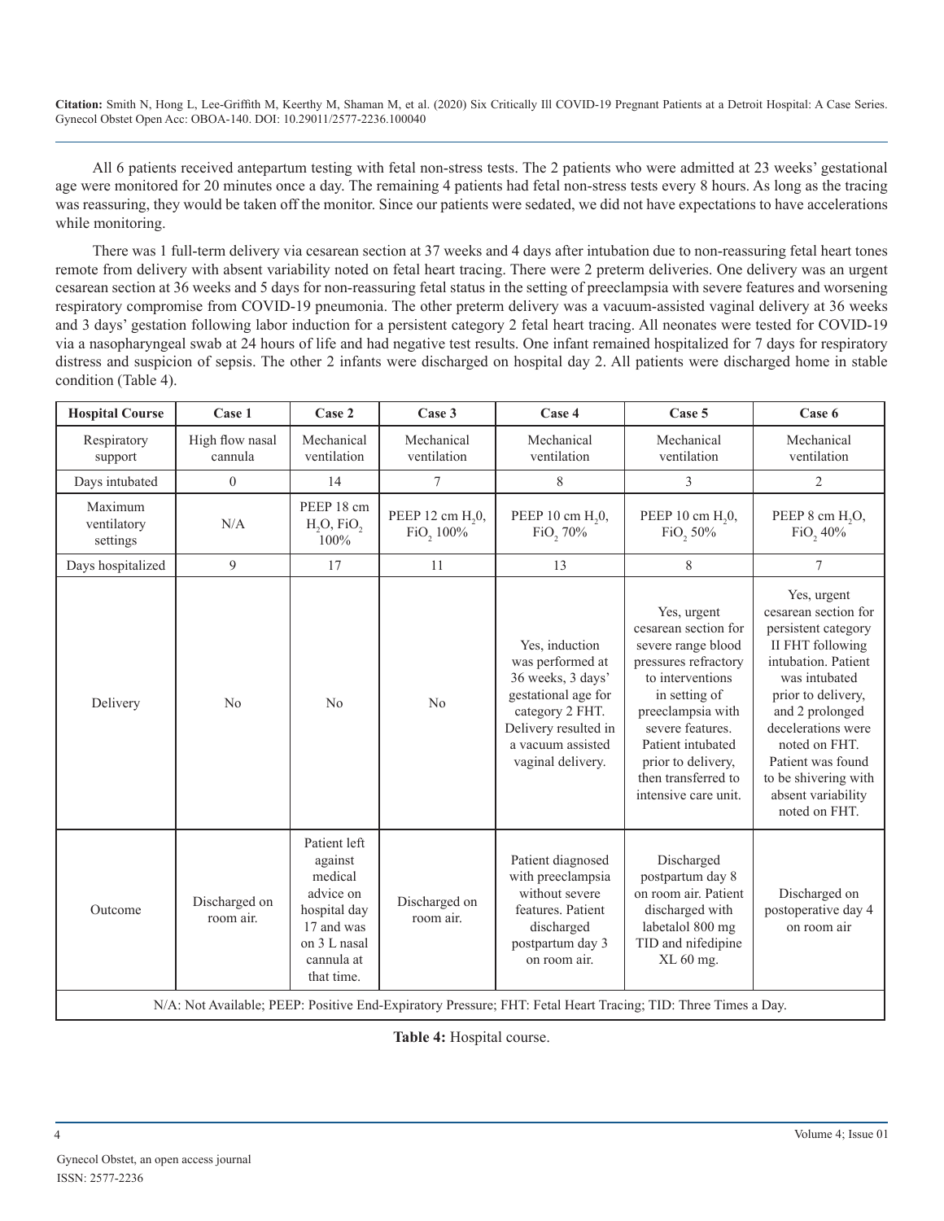All 6 patients received antepartum testing with fetal non-stress tests. The 2 patients who were admitted at 23 weeks' gestational age were monitored for 20 minutes once a day. The remaining 4 patients had fetal non-stress tests every 8 hours. As long as the tracing was reassuring, they would be taken off the monitor. Since our patients were sedated, we did not have expectations to have accelerations while monitoring.

There was 1 full-term delivery via cesarean section at 37 weeks and 4 days after intubation due to non-reassuring fetal heart tones remote from delivery with absent variability noted on fetal heart tracing. There were 2 preterm deliveries. One delivery was an urgent cesarean section at 36 weeks and 5 days for non-reassuring fetal status in the setting of preeclampsia with severe features and worsening respiratory compromise from COVID-19 pneumonia. The other preterm delivery was a vacuum-assisted vaginal delivery at 36 weeks and 3 days' gestation following labor induction for a persistent category 2 fetal heart tracing. All neonates were tested for COVID-19 via a nasopharyngeal swab at 24 hours of life and had negative test results. One infant remained hospitalized for 7 days for respiratory distress and suspicion of sepsis. The other 2 infants were discharged on hospital day 2. All patients were discharged home in stable condition (Table 4).

| Hospital Course | Case 1 | Case 2 | Case 3 | Case 4 | Case 5 | Case 6 |
|---|---|---|---|---|---|---|
| Respiratory support | High flow nasal cannula | Mechanical ventilation | Mechanical ventilation | Mechanical ventilation | Mechanical ventilation | Mechanical ventilation |
| Days intubated | 0 | 14 | 7 | 8 | 3 | 2 |
| Maximum ventilatory settings | N/A | PEEP 18 cm $H_2O$, $FiO_2$ 100% | PEEP 12 cm $H_20$, $FiO_2$ 100% | PEEP 10 cm $H_20$, $FiO_2$ 70% | PEEP 10 cm $H_20$, $FiO_2$ 50% | PEEP 8 cm $H_2O$, $FiO_2$ 40% |
| Days hospitalized | 9 | 17 | 11 | 13 | 8 | 7 |
| Delivery | No | No | No | Yes, induction was performed at 36 weeks, 3 days' gestational age for category 2 FHT. Delivery resulted in a vacuum assisted vaginal delivery. | Yes, urgent cesarean section for severe range blood pressures refractory to interventions in setting of preeclampsia with severe features. Patient intubated prior to delivery, then transferred to intensive care unit. | Yes, urgent cesarean section for persistent category II FHT following intubation. Patient was intubated prior to delivery, and 2 prolonged decelerations were noted on FHT. Patient was found to be shivering with absent variability noted on FHT. |
| Outcome | Discharged on room air. | Patient left against medical advice on hospital day 17 and was on 3 L nasal cannula at that time. | Discharged on room air. | Patient diagnosed with preeclampsia without severe features. Patient discharged postpartum day 3 on room air. | Discharged postpartum day 8 on room air. Patient discharged with labetalol 800 mg TID and nifedipine XL 60 mg. | Discharged on postoperative day 4 on room air |

N/A: Not Available; PEEP: Positive End-Expiratory Pressure; FHT: Fetal Heart Tracing; TID: Three Times a Day.

**Table 4:** Hospital course.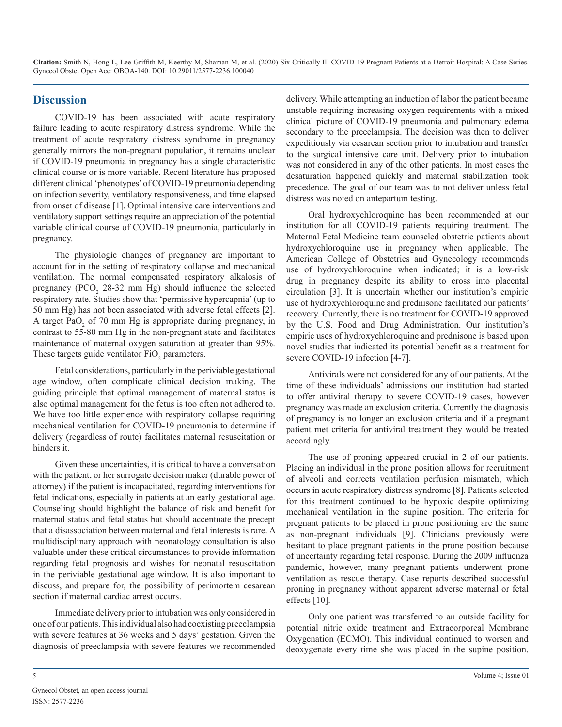## Discussion

COVID-19 has been associated with acute respiratory failure leading to acute respiratory distress syndrome. While the treatment of acute respiratory distress syndrome in pregnancy generally mirrors the non-pregnant population, it remains unclear if COVID-19 pneumonia in pregnancy has a single characteristic clinical course or is more variable. Recent literature has proposed different clinical 'phenotypes' of COVID-19 pneumonia depending on infection severity, ventilatory responsiveness, and time elapsed from onset of disease [1]. Optimal intensive care interventions and ventilatory support settings require an appreciation of the potential variable clinical course of COVID-19 pneumonia, particularly in pregnancy.

The physiologic changes of pregnancy are important to account for in the setting of respiratory collapse and mechanical ventilation. The normal compensated respiratory alkalosis of pregnancy ($PCO_2$ 28-32 mm Hg) should influence the selected respiratory rate. Studies show that 'permissive hypercapnia' (up to 50 mm Hg) has not been associated with adverse fetal effects [2]. A target $PaO_2$ of 70 mm Hg is appropriate during pregnancy, in contrast to 55-80 mm Hg in the non-pregnant state and facilitates maintenance of maternal oxygen saturation at greater than 95%. These targets guide ventilator $FiO_2$ parameters.

Fetal considerations, particularly in the periviable gestational age window, often complicate clinical decision making. The guiding principle that optimal management of maternal status is also optimal management for the fetus is too often not adhered to. We have too little experience with respiratory collapse requiring mechanical ventilation for COVID-19 pneumonia to determine if delivery (regardless of route) facilitates maternal resuscitation or hinders it.

Given these uncertainties, it is critical to have a conversation with the patient, or her surrogate decision maker (durable power of attorney) if the patient is incapacitated, regarding interventions for fetal indications, especially in patients at an early gestational age. Counseling should highlight the balance of risk and benefit for maternal status and fetal status but should accentuate the precept that a disassociation between maternal and fetal interests is rare. A multidisciplinary approach with neonatology consultation is also valuable under these critical circumstances to provide information regarding fetal prognosis and wishes for neonatal resuscitation in the periviable gestational age window. It is also important to discuss, and prepare for, the possibility of perimortem cesarean section if maternal cardiac arrest occurs.

Immediate delivery prior to intubation was only considered in one of our patients. This individual also had coexisting preeclampsia with severe features at 36 weeks and 5 days' gestation. Given the diagnosis of preeclampsia with severe features we recommended delivery. While attempting an induction of labor the patient became unstable requiring increasing oxygen requirements with a mixed clinical picture of COVID-19 pneumonia and pulmonary edema secondary to the preeclampsia. The decision was then to deliver expeditiously via cesarean section prior to intubation and transfer to the surgical intensive care unit. Delivery prior to intubation was not considered in any of the other patients. In most cases the desaturation happened quickly and maternal stabilization took precedence. The goal of our team was to not deliver unless fetal distress was noted on antepartum testing.

Oral hydroxychloroquine has been recommended at our institution for all COVID-19 patients requiring treatment. The Maternal Fetal Medicine team counseled obstetric patients about hydroxychloroquine use in pregnancy when applicable. The American College of Obstetrics and Gynecology recommends use of hydroxychloroquine when indicated; it is a low-risk drug in pregnancy despite its ability to cross into placental circulation [3]. It is uncertain whether our institution's empiric use of hydroxychloroquine and prednisone facilitated our patients' recovery. Currently, there is no treatment for COVID-19 approved by the U.S. Food and Drug Administration. Our institution's empiric uses of hydroxychloroquine and prednisone is based upon novel studies that indicated its potential benefit as a treatment for severe COVID-19 infection [4-7].

Antivirals were not considered for any of our patients. At the time of these individuals' admissions our institution had started to offer antiviral therapy to severe COVID-19 cases, however pregnancy was made an exclusion criteria. Currently the diagnosis of pregnancy is no longer an exclusion criteria and if a pregnant patient met criteria for antiviral treatment they would be treated accordingly.

The use of proning appeared crucial in 2 of our patients. Placing an individual in the prone position allows for recruitment of alveoli and corrects ventilation perfusion mismatch, which occurs in acute respiratory distress syndrome [8]. Patients selected for this treatment continued to be hypoxic despite optimizing mechanical ventilation in the supine position. The criteria for pregnant patients to be placed in prone positioning are the same as non-pregnant individuals [9]. Clinicians previously were hesitant to place pregnant patients in the prone position because of uncertainty regarding fetal response. During the 2009 influenza pandemic, however, many pregnant patients underwent prone ventilation as rescue therapy. Case reports described successful proning in pregnancy without apparent adverse maternal or fetal effects [10].

Only one patient was transferred to an outside facility for potential nitric oxide treatment and Extracorporeal Membrane Oxygenation (ECMO). This individual continued to worsen and deoxygenate every time she was placed in the supine position.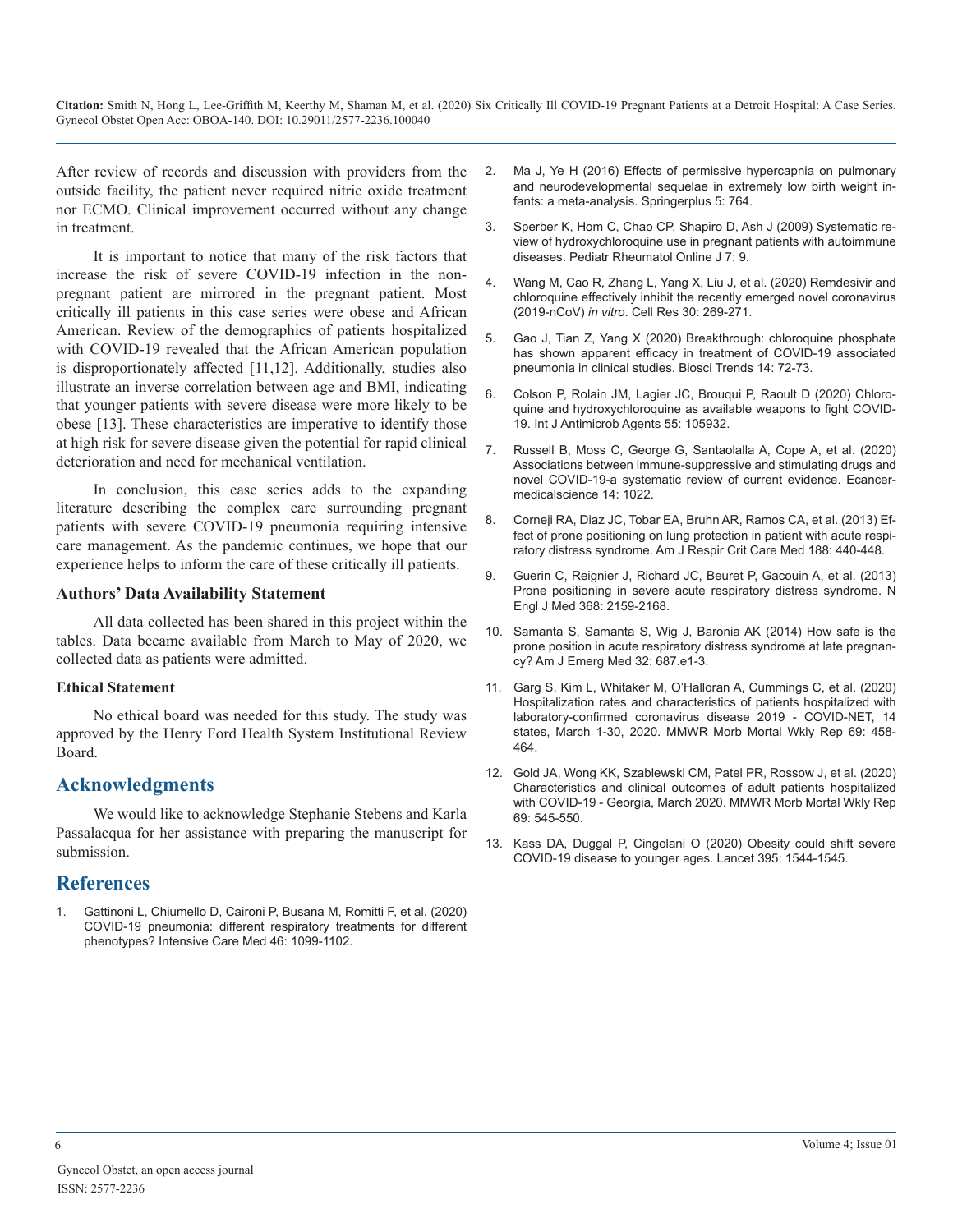After review of records and discussion with providers from the outside facility, the patient never required nitric oxide treatment nor ECMO. Clinical improvement occurred without any change in treatment.

It is important to notice that many of the risk factors that increase the risk of severe COVID-19 infection in the non-pregnant patient are mirrored in the pregnant patient. Most critically ill patients in this case series were obese and African American. Review of the demographics of patients hospitalized with COVID-19 revealed that the African American population is disproportionately affected [11,12]. Additionally, studies also illustrate an inverse correlation between age and BMI, indicating that younger patients with severe disease were more likely to be obese [13]. These characteristics are imperative to identify those at high risk for severe disease given the potential for rapid clinical deterioration and need for mechanical ventilation.

In conclusion, this case series adds to the expanding literature describing the complex care surrounding pregnant patients with severe COVID-19 pneumonia requiring intensive care management. As the pandemic continues, we hope that our experience helps to inform the care of these critically ill patients.

### Authors' Data Availability Statement

All data collected has been shared in this project within the tables. Data became available from March to May of 2020, we collected data as patients were admitted.

### Ethical Statement

No ethical board was needed for this study. The study was approved by the Henry Ford Health System Institutional Review Board.

## Acknowledgments

We would like to acknowledge Stephanie Stebens and Karla Passalacqua for her assistance with preparing the manuscript for submission.

## References

1. Gattinoni L, Chiumello D, Caironi P, Busana M, Romitti F, et al. (2020) COVID-19 pneumonia: different respiratory treatments for different phenotypes? Intensive Care Med 46: 1099-1102.
2. Ma J, Ye H (2016) Effects of permissive hypercapnia on pulmonary and neurodevelopmental sequelae in extremely low birth weight infants: a meta-analysis. Springerplus 5: 764.
3. Sperber K, Hom C, Chao CP, Shapiro D, Ash J (2009) Systematic review of hydroxychloroquine use in pregnant patients with autoimmune diseases. Pediatr Rheumatol Online J 7: 9.
4. Wang M, Cao R, Zhang L, Yang X, Liu J, et al. (2020) Remdesivir and chloroquine effectively inhibit the recently emerged novel coronavirus (2019-nCoV) *in vitro*. Cell Res 30: 269-271.
5. Gao J, Tian Z, Yang X (2020) Breakthrough: chloroquine phosphate has shown apparent efficacy in treatment of COVID-19 associated pneumonia in clinical studies. Biosci Trends 14: 72-73.
6. Colson P, Rolain JM, Lagier JC, Brouqui P, Raoult D (2020) Chloroquine and hydroxychloroquine as available weapons to fight COVID-19. Int J Antimicrob Agents 55: 105932.
7. Russell B, Moss C, George G, Santaolalla A, Cope A, et al. (2020) Associations between immune-suppressive and stimulating drugs and novel COVID-19-a systematic review of current evidence. Ecancermedicalscience 14: 1022.
8. Corneji RA, Diaz JC, Tobar EA, Bruhn AR, Ramos CA, et al. (2013) Effect of prone positioning on lung protection in patient with acute respiratory distress syndrome. Am J Respir Crit Care Med 188: 440-448.
9. Guerin C, Reignier J, Richard JC, Beuret P, Gacouin A, et al. (2013) Prone positioning in severe acute respiratory distress syndrome. N Engl J Med 368: 2159-2168.
10. Samanta S, Samanta S, Wig J, Baronia AK (2014) How safe is the prone position in acute respiratory distress syndrome at late pregnancy? Am J Emerg Med 32: 687.e1-3.
11. Garg S, Kim L, Whitaker M, O'Halloran A, Cummings C, et al. (2020) Hospitalization rates and characteristics of patients hospitalized with laboratory-confirmed coronavirus disease 2019 - COVID-NET, 14 states, March 1-30, 2020. MMWR Morb Mortal Wkly Rep 69: 458-464.
12. Gold JA, Wong KK, Szablewski CM, Patel PR, Rossow J, et al. (2020) Characteristics and clinical outcomes of adult patients hospitalized with COVID-19 - Georgia, March 2020. MMWR Morb Mortal Wkly Rep 69: 545-550.
13. Kass DA, Duggal P, Cingolani O (2020) Obesity could shift severe COVID-19 disease to younger ages. Lancet 395: 1544-1545.